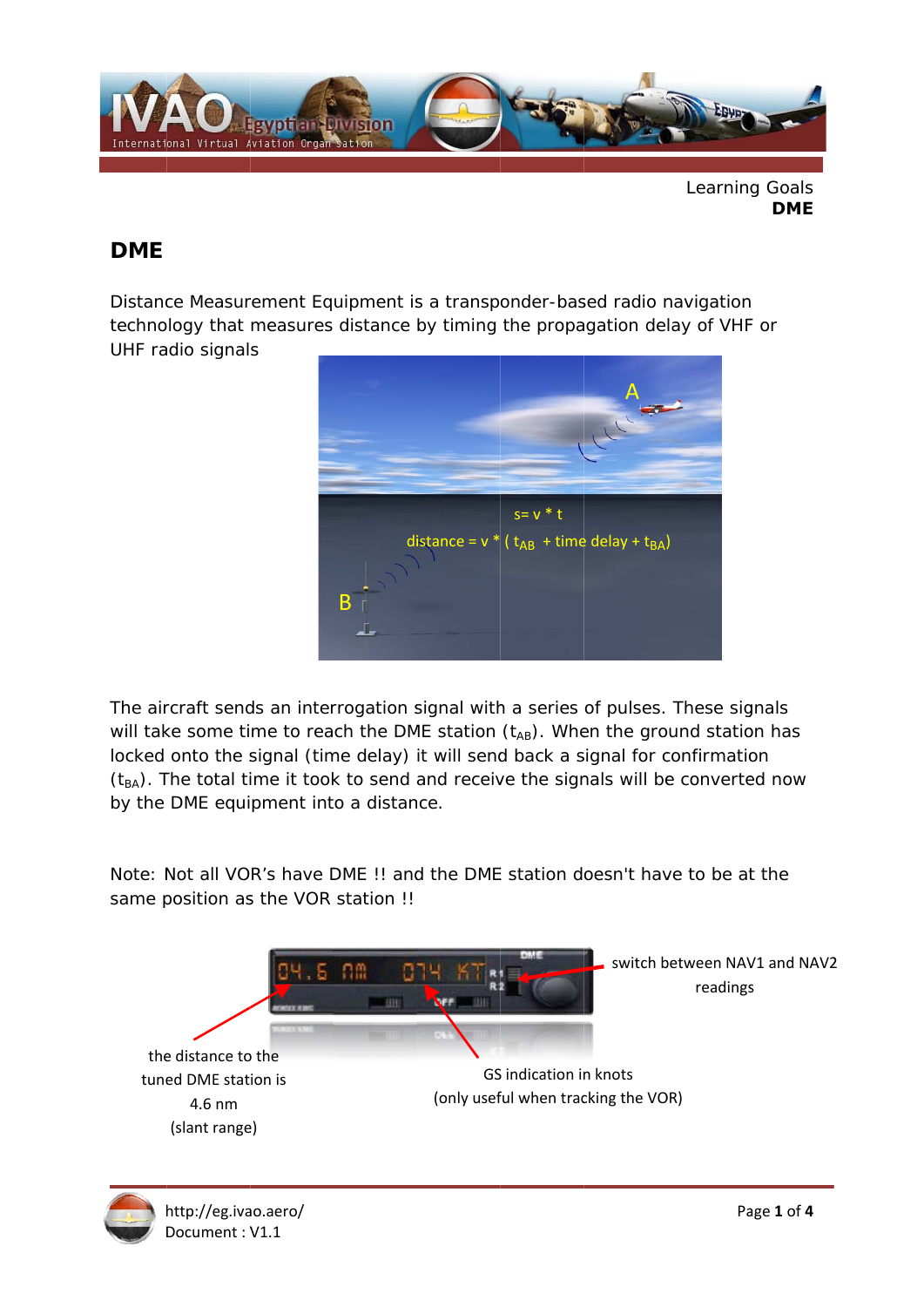## DME

Distance Measurement Equipment is a transponder-based radio navigation technology that measures distance by timing the propagation delay of VHF or UHF radio signals

The aircraft sends an interrogation signal with a series of pulses. These signals will take some time to reach the DME station ($t_{AB}$). When the ground station has locked onto the signal (time delay) it will send back a signal for confirmation ($t_{BA}$). The total time it took to send and receive the signals will be converted now by the DME equipment into a distance.

Note: Not all VOR's have DME !! and the DME station doesn't have to be at the same position as the VOR station !!

switch between NAV1 and NAV2 readings

the distance to the tuned DME station is 4.6 nm (slant range)

GS indication in knots (only useful when tracking the VOR)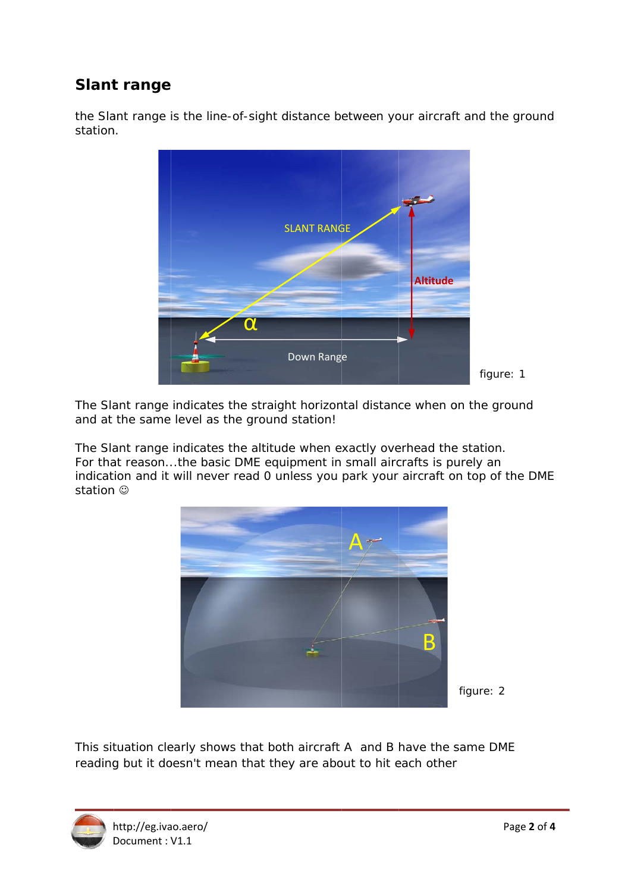## Slant range

the Slant range is the line-of-sight distance between your aircraft and the ground station.

figure: 1

The Slant range indicates the straight horizontal distance when on the ground and at the same level as the ground station!

The Slant range indicates the altitude when exactly overhead the station.
For that reason...the basic DME equipment in small aircrafts is purely an indication and it will never read 0 unless you park your aircraft on top of the DME station ☺

figure: 2

This situation clearly shows that both aircraft A and B have the same DME reading but it doesn't mean that they are about to hit each other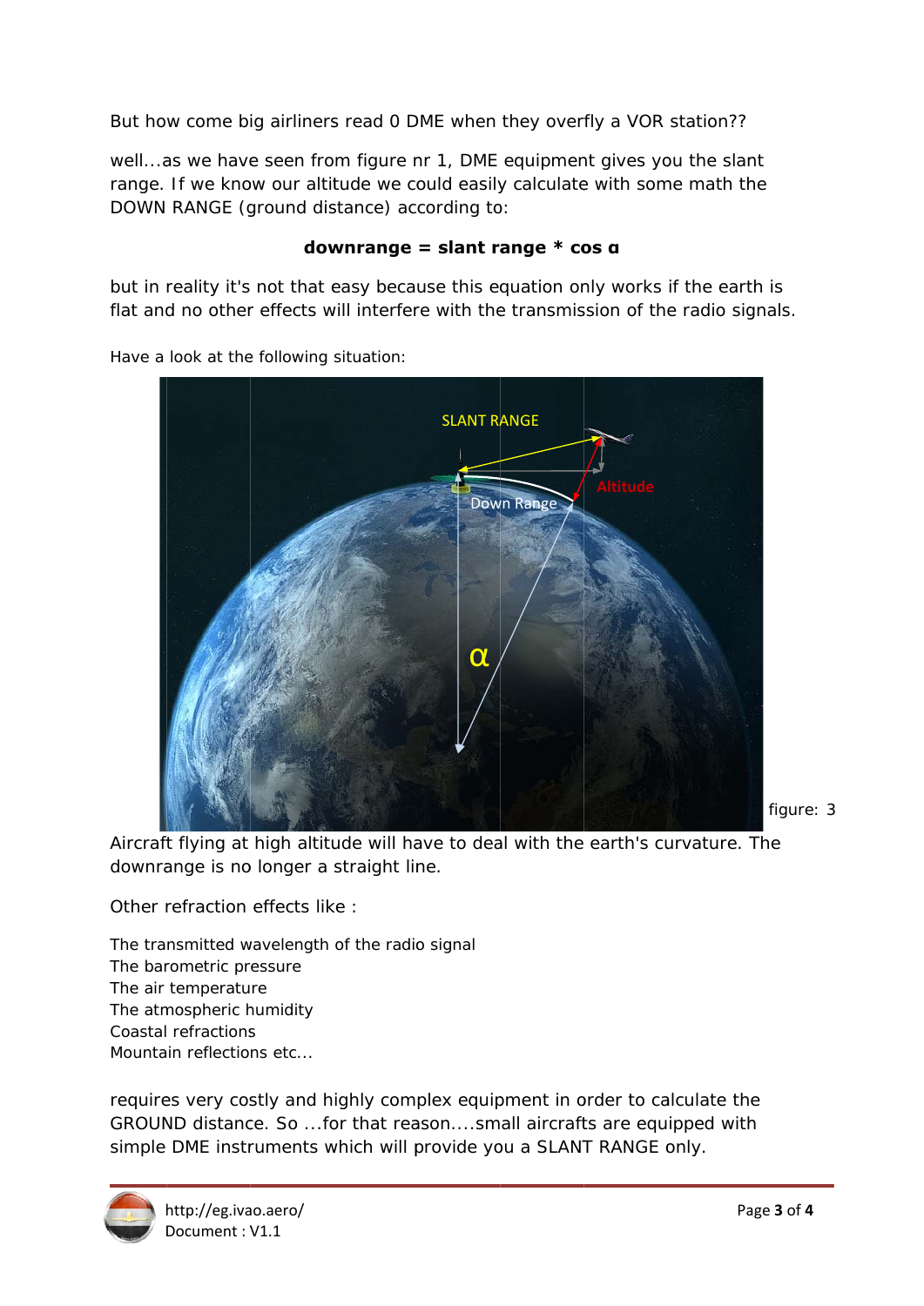But how come big airliners read 0 DME when they overfly a VOR station??

well...as we have seen from figure nr 1, DME equipment gives you the slant range. If we know our altitude we could easily calculate with some math the DOWN RANGE (ground distance) according to:

$$\textbf{downrange} = \textbf{slant range} * \cos \alpha$$

but in reality it's not that easy because this equation only works if the earth is flat and no other effects will interfere with the transmission of the radio signals.

Have a look at the following situation:

figure: 3

Aircraft flying at high altitude will have to deal with the earth's curvature. The downrange is no longer a straight line.

Other refraction effects like :

The transmitted wavelength of the radio signal
The barometric pressure
The air temperature
The atmospheric humidity
Coastal refractions
Mountain reflections etc...

requires very costly and highly complex equipment in order to calculate the GROUND distance. So ...for that reason....small aircrafts are equipped with simple DME instruments which will provide you a SLANT RANGE only.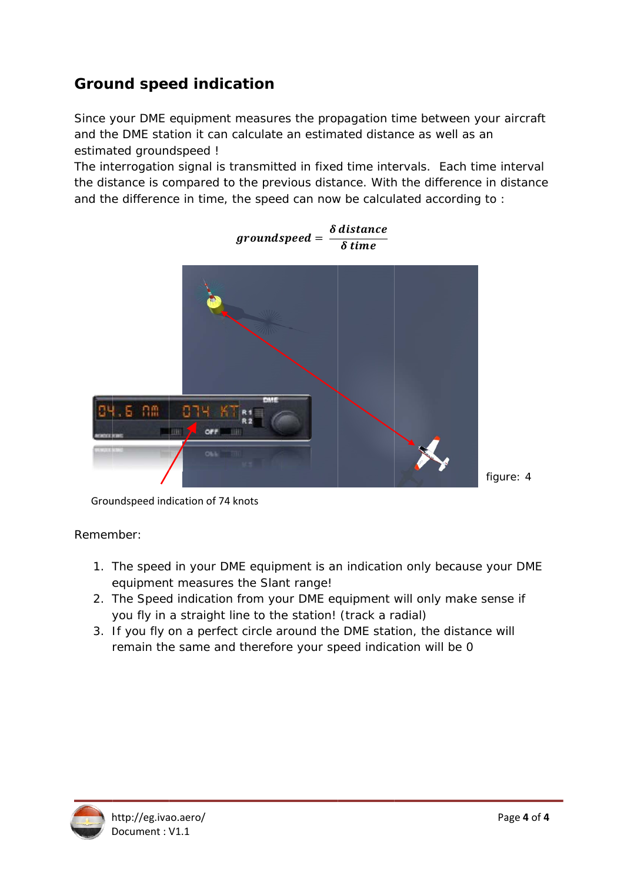## Ground speed indication

Since your DME equipment measures the propagation time between your aircraft and the DME station it can calculate an estimated distance as well as an estimated groundspeed !
The interrogation signal is transmitted in fixed time intervals. Each time interval the distance is compared to the previous distance. With the difference in distance and the difference in time, the speed can now be calculated according to :

$$groundspeed = \frac{\delta\, distance}{\delta\, time}$$

figure: 4

Groundspeed indication of 74 knots

Remember:

1. The speed in your DME equipment is an indication only because your DME equipment measures the Slant range!
2. The Speed indication from your DME equipment will only make sense if you fly in a straight line to the station! (track a radial)
3. If you fly on a perfect circle around the DME station, the distance will remain the same and therefore your speed indication will be 0